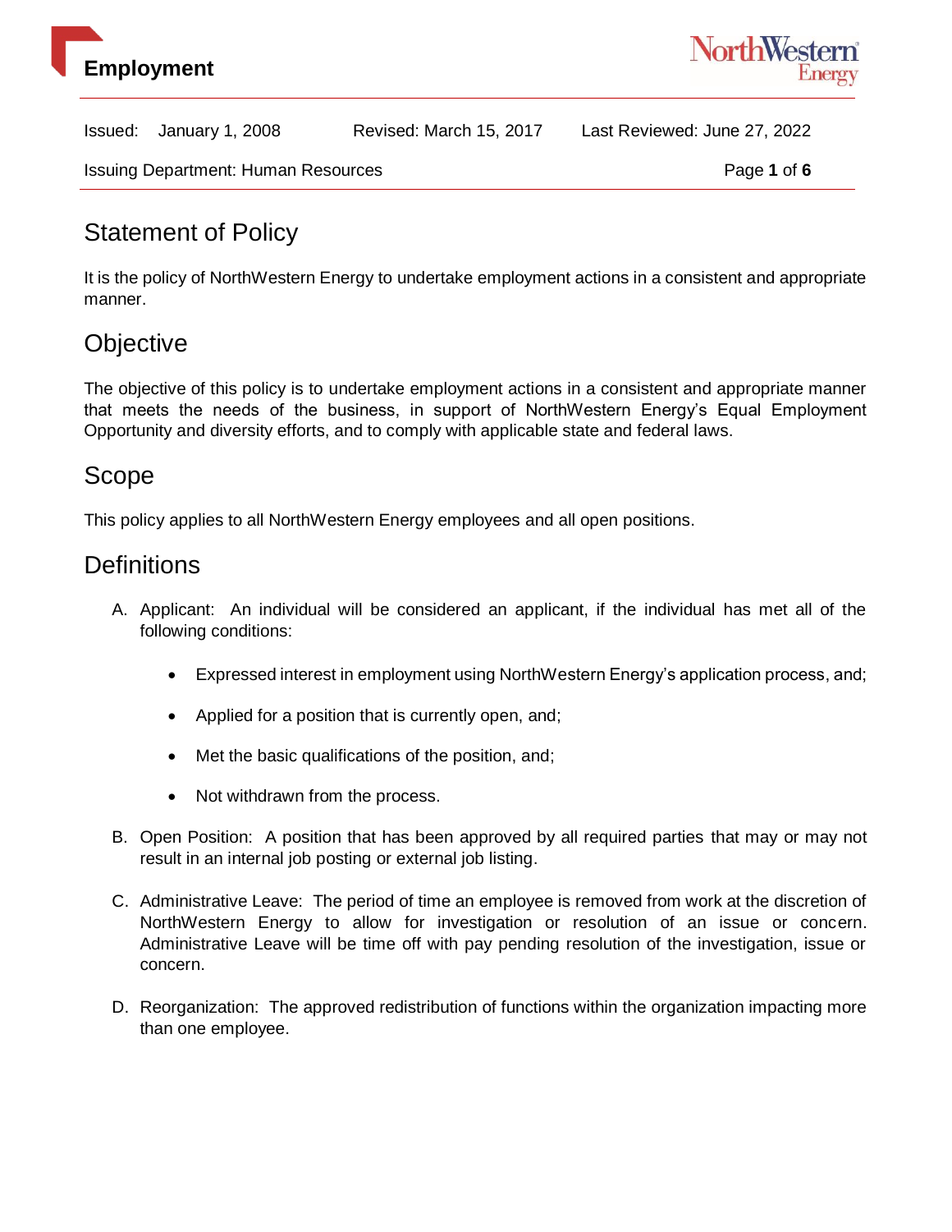# Employment

Issued: January 1, 2008 Revised: March 15, 2017 Last Reviewed: June 27, 2022

Issuing Department: Human Resources

## Statement of Policy

It is the policy of NorthWestern Energy to undertake employment actions in a consistent and appropriate manner.

## Objective

The objective of this policy is to undertake employment actions in a consistent and appropriate manner that meets the needs of the business, in support of NorthWestern Energy's Equal Employment Opportunity and diversity efforts, and to comply with applicable state and federal laws.

## Scope

This policy applies to all NorthWestern Energy employees and all open positions.

## Definitions

A. Applicant: An individual will be considered an applicant, if the individual has met all of the following conditions:

   - Expressed interest in employment using NorthWestern Energy's application process, and;
   - Applied for a position that is currently open, and;
   - Met the basic qualifications of the position, and;
   - Not withdrawn from the process.

B. Open Position: A position that has been approved by all required parties that may or may not result in an internal job posting or external job listing.

C. Administrative Leave: The period of time an employee is removed from work at the discretion of NorthWestern Energy to allow for investigation or resolution of an issue or concern. Administrative Leave will be time off with pay pending resolution of the investigation, issue or concern.

D. Reorganization: The approved redistribution of functions within the organization impacting more than one employee.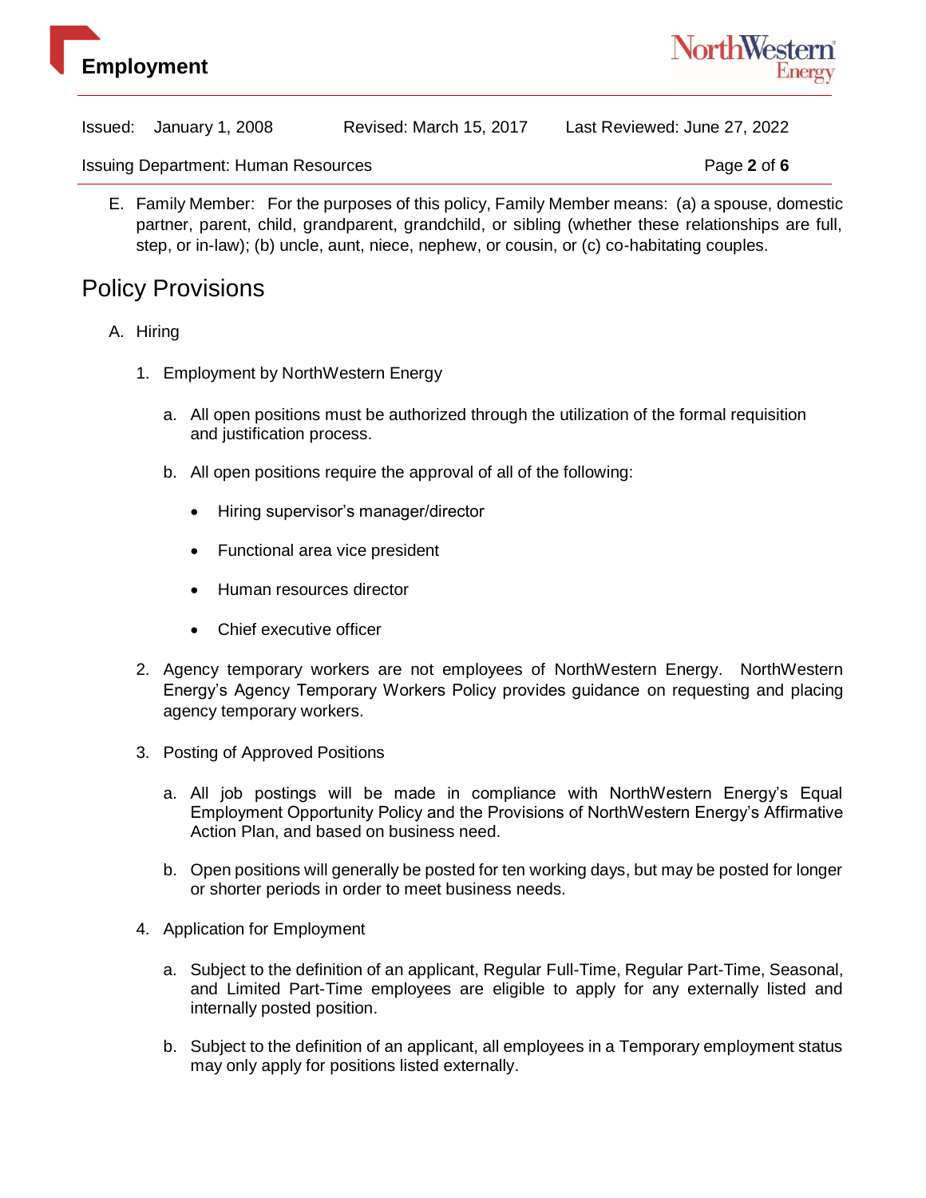E. Family Member: For the purposes of this policy, Family Member means: (a) a spouse, domestic partner, parent, child, grandparent, grandchild, or sibling (whether these relationships are full, step, or in-law); (b) uncle, aunt, niece, nephew, or cousin, or (c) co-habitating couples.

## Policy Provisions

A. Hiring

1. Employment by NorthWestern Energy

   a. All open positions must be authorized through the utilization of the formal requisition and justification process.

   b. All open positions require the approval of all of the following:

      - Hiring supervisor's manager/director
      - Functional area vice president
      - Human resources director
      - Chief executive officer

2. Agency temporary workers are not employees of NorthWestern Energy. NorthWestern Energy's Agency Temporary Workers Policy provides guidance on requesting and placing agency temporary workers.

3. Posting of Approved Positions

   a. All job postings will be made in compliance with NorthWestern Energy's Equal Employment Opportunity Policy and the Provisions of NorthWestern Energy's Affirmative Action Plan, and based on business need.

   b. Open positions will generally be posted for ten working days, but may be posted for longer or shorter periods in order to meet business needs.

4. Application for Employment

   a. Subject to the definition of an applicant, Regular Full-Time, Regular Part-Time, Seasonal, and Limited Part-Time employees are eligible to apply for any externally listed and internally posted position.

   b. Subject to the definition of an applicant, all employees in a Temporary employment status may only apply for positions listed externally.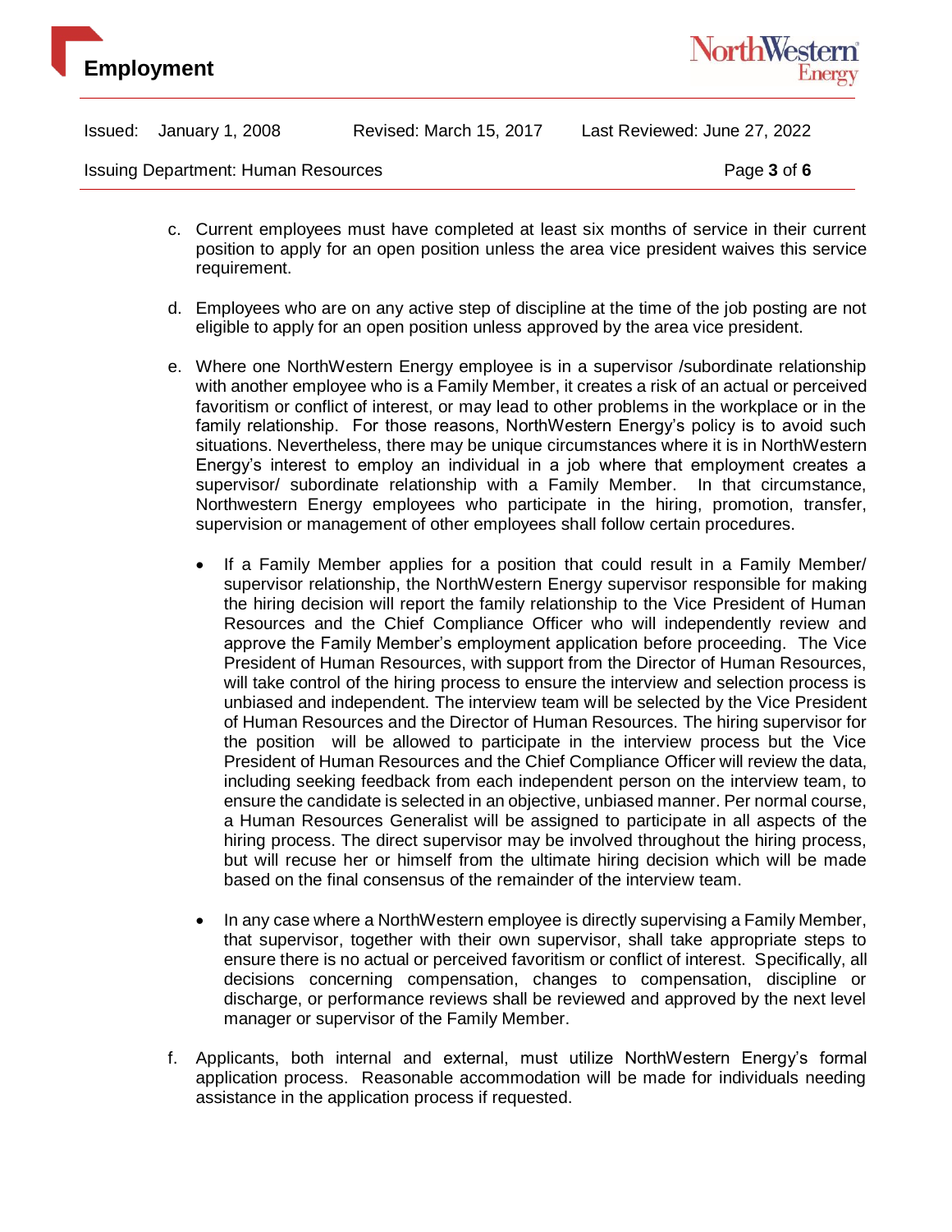c. Current employees must have completed at least six months of service in their current position to apply for an open position unless the area vice president waives this service requirement.

d. Employees who are on any active step of discipline at the time of the job posting are not eligible to apply for an open position unless approved by the area vice president.

e. Where one NorthWestern Energy employee is in a supervisor /subordinate relationship with another employee who is a Family Member, it creates a risk of an actual or perceived favoritism or conflict of interest, or may lead to other problems in the workplace or in the family relationship. For those reasons, NorthWestern Energy's policy is to avoid such situations. Nevertheless, there may be unique circumstances where it is in NorthWestern Energy's interest to employ an individual in a job where that employment creates a supervisor/ subordinate relationship with a Family Member. In that circumstance, Northwestern Energy employees who participate in the hiring, promotion, transfer, supervision or management of other employees shall follow certain procedures.

   - If a Family Member applies for a position that could result in a Family Member/ supervisor relationship, the NorthWestern Energy supervisor responsible for making the hiring decision will report the family relationship to the Vice President of Human Resources and the Chief Compliance Officer who will independently review and approve the Family Member's employment application before proceeding. The Vice President of Human Resources, with support from the Director of Human Resources, will take control of the hiring process to ensure the interview and selection process is unbiased and independent. The interview team will be selected by the Vice President of Human Resources and the Director of Human Resources. The hiring supervisor for the position will be allowed to participate in the interview process but the Vice President of Human Resources and the Chief Compliance Officer will review the data, including seeking feedback from each independent person on the interview team, to ensure the candidate is selected in an objective, unbiased manner. Per normal course, a Human Resources Generalist will be assigned to participate in all aspects of the hiring process. The direct supervisor may be involved throughout the hiring process, but will recuse her or himself from the ultimate hiring decision which will be made based on the final consensus of the remainder of the interview team.

   - In any case where a NorthWestern employee is directly supervising a Family Member, that supervisor, together with their own supervisor, shall take appropriate steps to ensure there is no actual or perceived favoritism or conflict of interest. Specifically, all decisions concerning compensation, changes to compensation, discipline or discharge, or performance reviews shall be reviewed and approved by the next level manager or supervisor of the Family Member.

f. Applicants, both internal and external, must utilize NorthWestern Energy's formal application process. Reasonable accommodation will be made for individuals needing assistance in the application process if requested.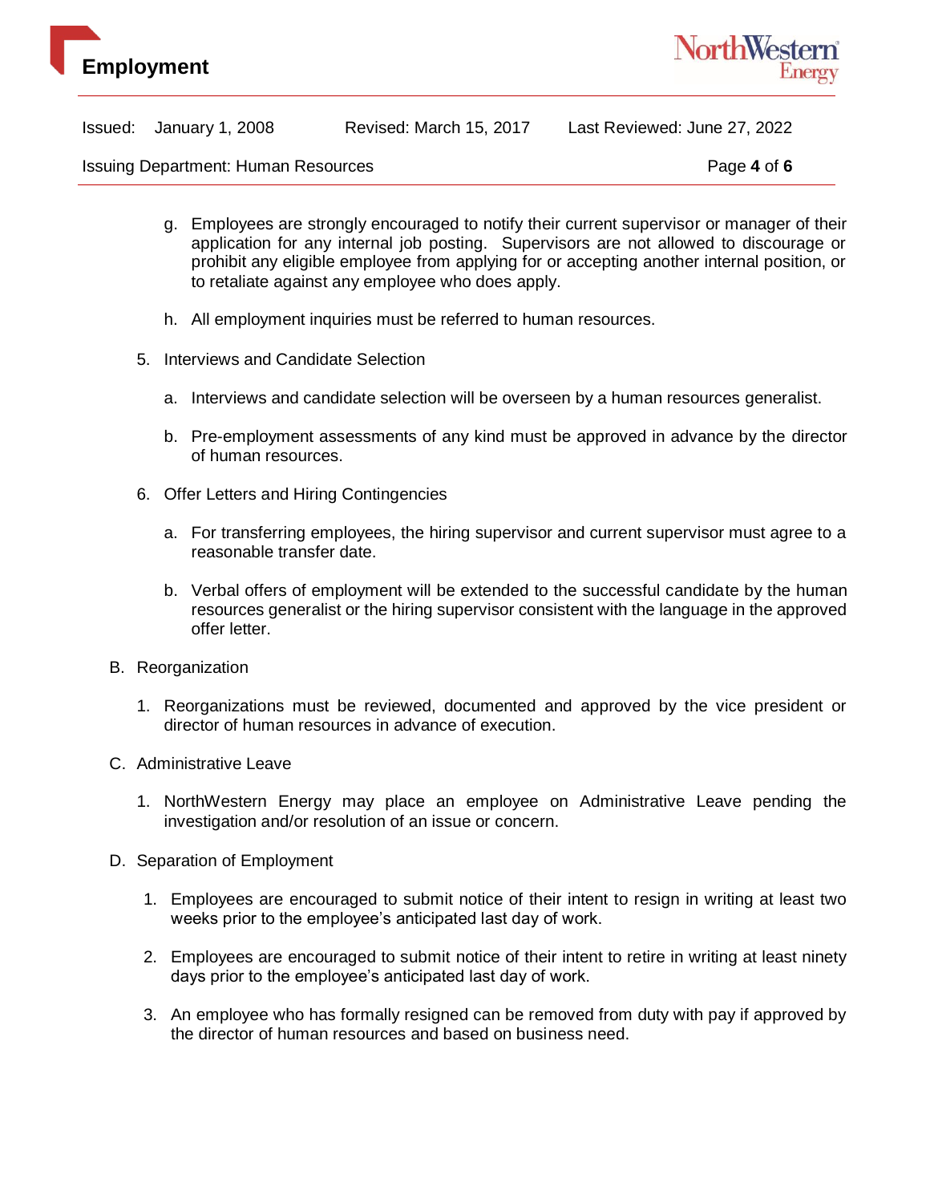g. Employees are strongly encouraged to notify their current supervisor or manager of their application for any internal job posting. Supervisors are not allowed to discourage or prohibit any eligible employee from applying for or accepting another internal position, or to retaliate against any employee who does apply.

h. All employment inquiries must be referred to human resources.

5. Interviews and Candidate Selection

   a. Interviews and candidate selection will be overseen by a human resources generalist.

   b. Pre-employment assessments of any kind must be approved in advance by the director of human resources.

6. Offer Letters and Hiring Contingencies

   a. For transferring employees, the hiring supervisor and current supervisor must agree to a reasonable transfer date.

   b. Verbal offers of employment will be extended to the successful candidate by the human resources generalist or the hiring supervisor consistent with the language in the approved offer letter.

B. Reorganization

   1. Reorganizations must be reviewed, documented and approved by the vice president or director of human resources in advance of execution.

C. Administrative Leave

   1. NorthWestern Energy may place an employee on Administrative Leave pending the investigation and/or resolution of an issue or concern.

D. Separation of Employment

   1. Employees are encouraged to submit notice of their intent to resign in writing at least two weeks prior to the employee's anticipated last day of work.

   2. Employees are encouraged to submit notice of their intent to retire in writing at least ninety days prior to the employee's anticipated last day of work.

   3. An employee who has formally resigned can be removed from duty with pay if approved by the director of human resources and based on business need.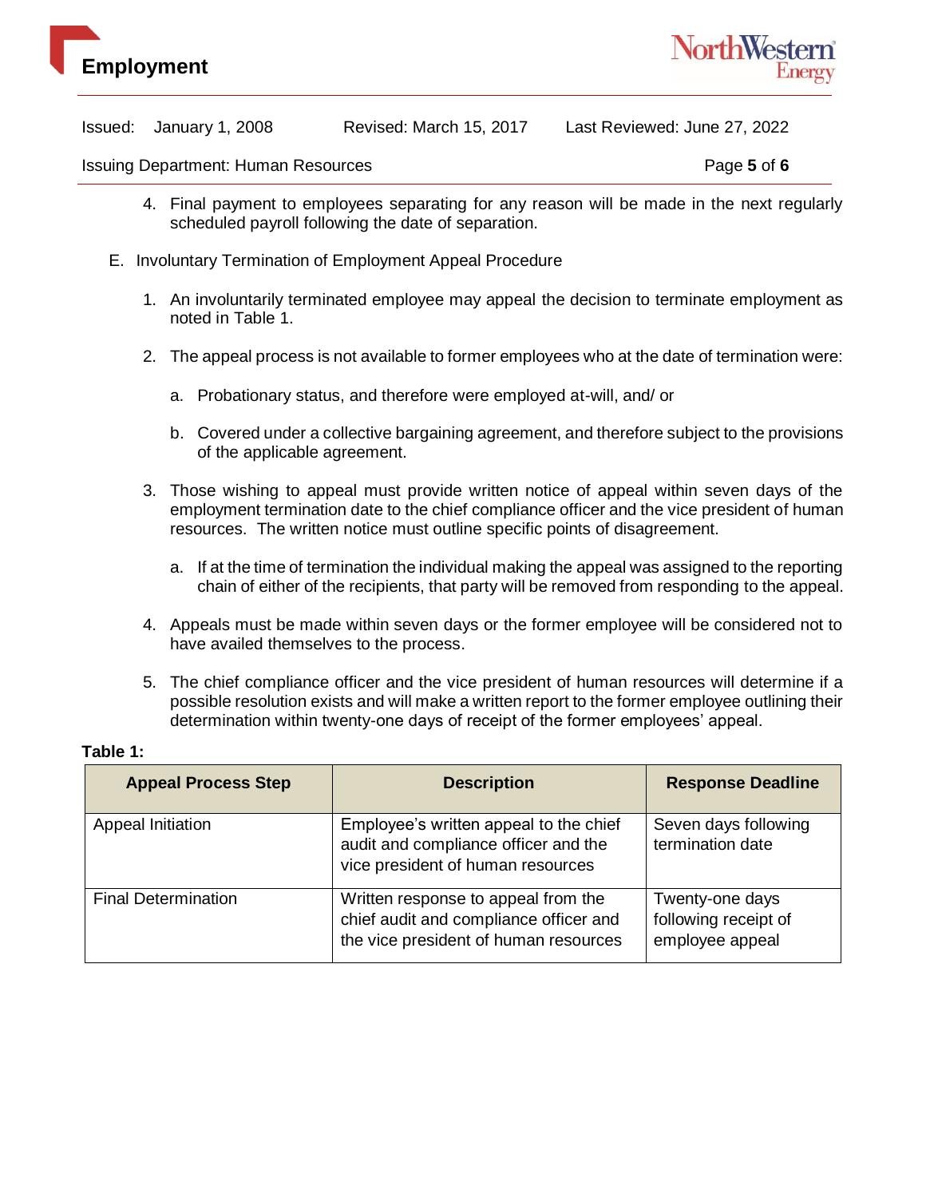4. Final payment to employees separating for any reason will be made in the next regularly scheduled payroll following the date of separation.

E. Involuntary Termination of Employment Appeal Procedure

1. An involuntarily terminated employee may appeal the decision to terminate employment as noted in Table 1.

2. The appeal process is not available to former employees who at the date of termination were:

   a. Probationary status, and therefore were employed at-will, and/ or

   b. Covered under a collective bargaining agreement, and therefore subject to the provisions of the applicable agreement.

3. Those wishing to appeal must provide written notice of appeal within seven days of the employment termination date to the chief compliance officer and the vice president of human resources. The written notice must outline specific points of disagreement.

   a. If at the time of termination the individual making the appeal was assigned to the reporting chain of either of the recipients, that party will be removed from responding to the appeal.

4. Appeals must be made within seven days or the former employee will be considered not to have availed themselves to the process.

5. The chief compliance officer and the vice president of human resources will determine if a possible resolution exists and will make a written report to the former employee outlining their determination within twenty-one days of receipt of the former employees' appeal.

**Table 1:**

| Appeal Process Step | Description | Response Deadline |
|---|---|---|
| Appeal Initiation | Employee's written appeal to the chief audit and compliance officer and the vice president of human resources | Seven days following termination date |
| Final Determination | Written response to appeal from the chief audit and compliance officer and the vice president of human resources | Twenty-one days following receipt of employee appeal |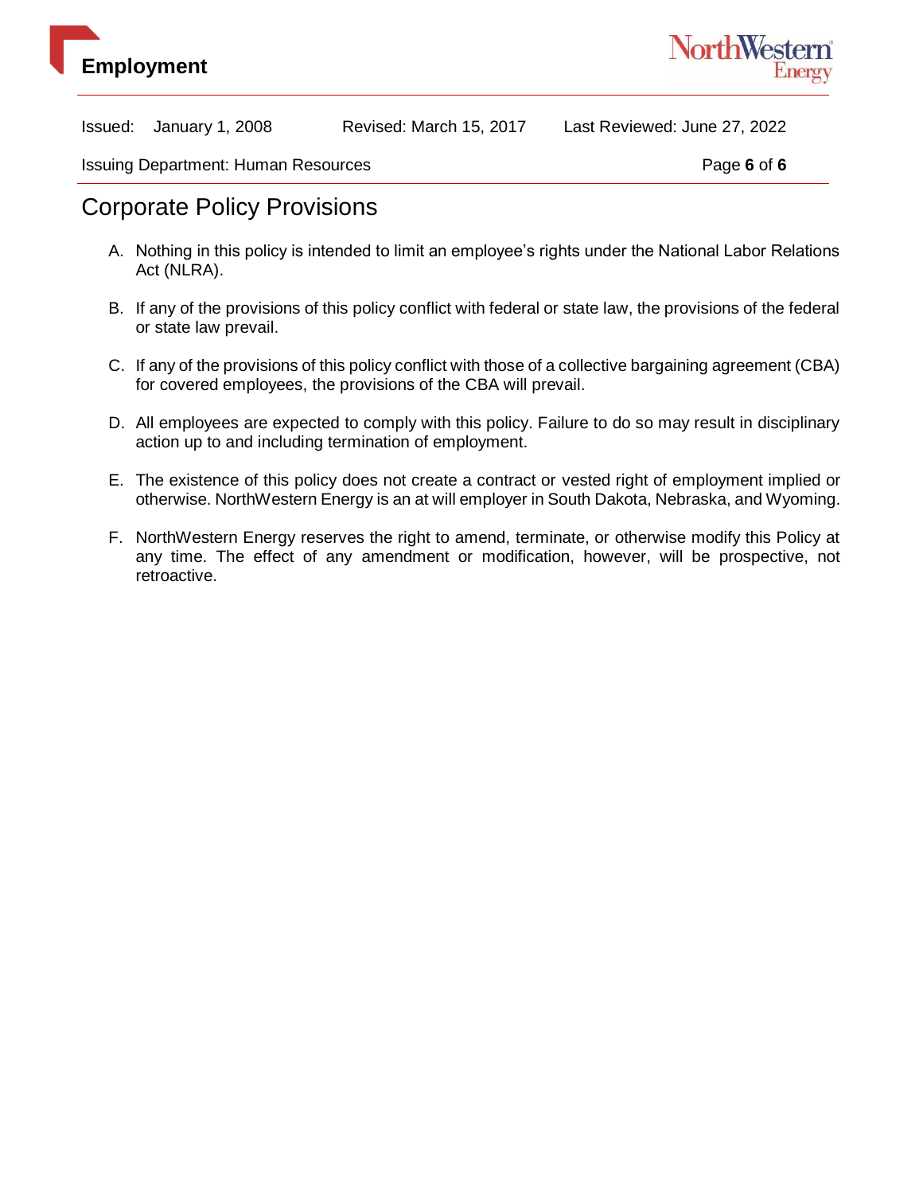## Corporate Policy Provisions

A. Nothing in this policy is intended to limit an employee's rights under the National Labor Relations Act (NLRA).

B. If any of the provisions of this policy conflict with federal or state law, the provisions of the federal or state law prevail.

C. If any of the provisions of this policy conflict with those of a collective bargaining agreement (CBA) for covered employees, the provisions of the CBA will prevail.

D. All employees are expected to comply with this policy. Failure to do so may result in disciplinary action up to and including termination of employment.

E. The existence of this policy does not create a contract or vested right of employment implied or otherwise. NorthWestern Energy is an at will employer in South Dakota, Nebraska, and Wyoming.

F. NorthWestern Energy reserves the right to amend, terminate, or otherwise modify this Policy at any time. The effect of any amendment or modification, however, will be prospective, not retroactive.